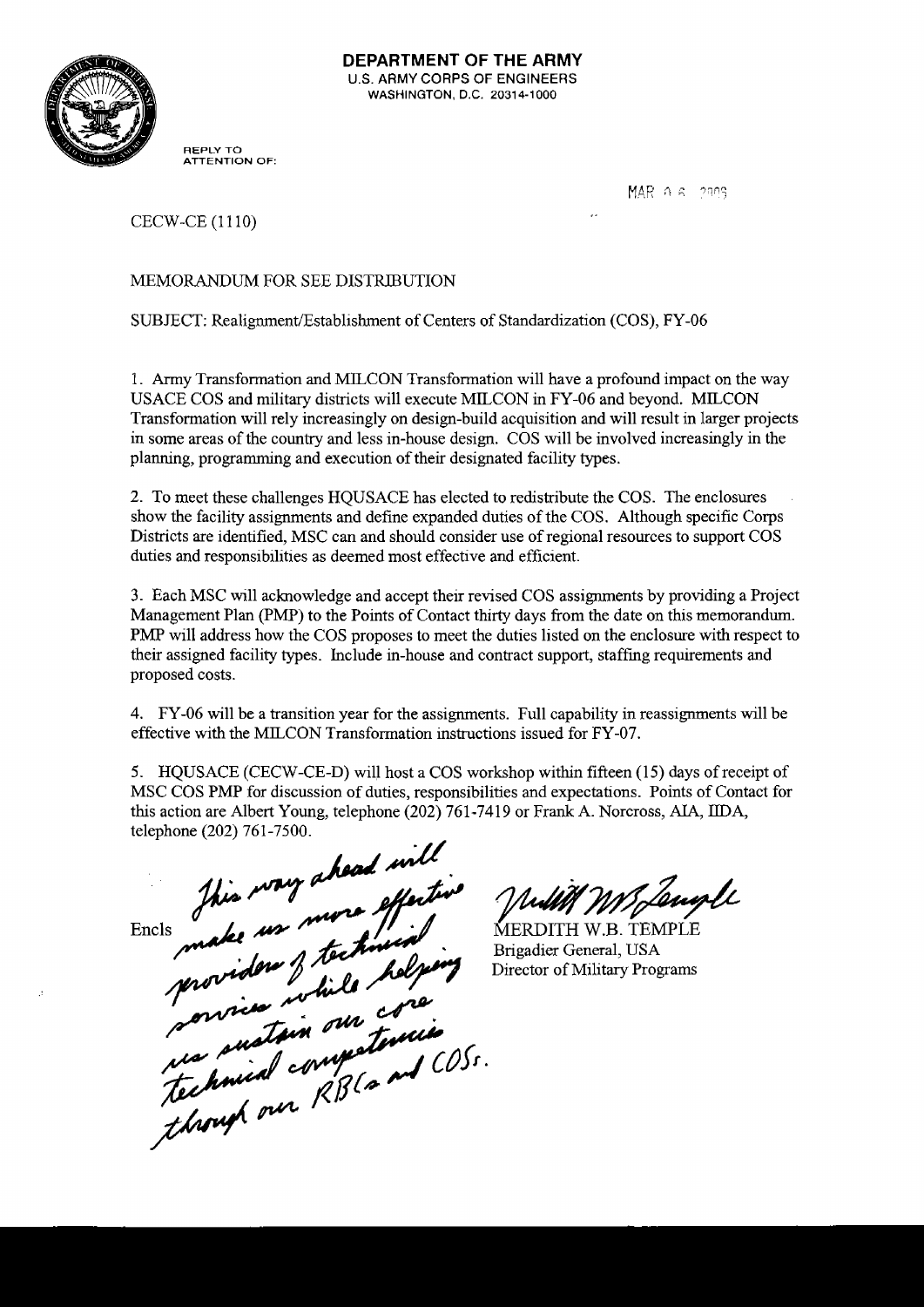**DEPARTMENT OF THE ARMY**
U.S. ARMY CORPS OF ENGINEERS
WASHINGTON, D.C. 20314-1000

REPLY TO
ATTENTION OF:

MAR 0 6 2006

CECW-CE (1110)

MEMORANDUM FOR SEE DISTRIBUTION

SUBJECT: Realignment/Establishment of Centers of Standardization (COS), FY-06

1. Army Transformation and MILCON Transformation will have a profound impact on the way USACE COS and military districts will execute MILCON in FY-06 and beyond. MILCON Transformation will rely increasingly on design-build acquisition and will result in larger projects in some areas of the country and less in-house design. COS will be involved increasingly in the planning, programming and execution of their designated facility types.

2. To meet these challenges HQUSACE has elected to redistribute the COS. The enclosures show the facility assignments and define expanded duties of the COS. Although specific Corps Districts are identified, MSC can and should consider use of regional resources to support COS duties and responsibilities as deemed most effective and efficient.

3. Each MSC will acknowledge and accept their revised COS assignments by providing a Project Management Plan (PMP) to the Points of Contact thirty days from the date on this memorandum. PMP will address how the COS proposes to meet the duties listed on the enclosure with respect to their assigned facility types. Include in-house and contract support, staffing requirements and proposed costs.

4. FY-06 will be a transition year for the assignments. Full capability in reassignments will be effective with the MILCON Transformation instructions issued for FY-07.

5. HQUSACE (CECW-CE-D) will host a COS workshop within fifteen (15) days of receipt of MSC COS PMP for discussion of duties, responsibilities and expectations. Points of Contact for this action are Albert Young, telephone (202) 761-7419 or Frank A. Norcross, AIA, IIDA, telephone (202) 761-7500.

Encls

*This way ahead will make us more effective providers of technical services while helping us sustain our core technical competencies through our RBCs and COSs.*

MERDITH W.B. TEMPLE
Brigadier General, USA
Director of Military Programs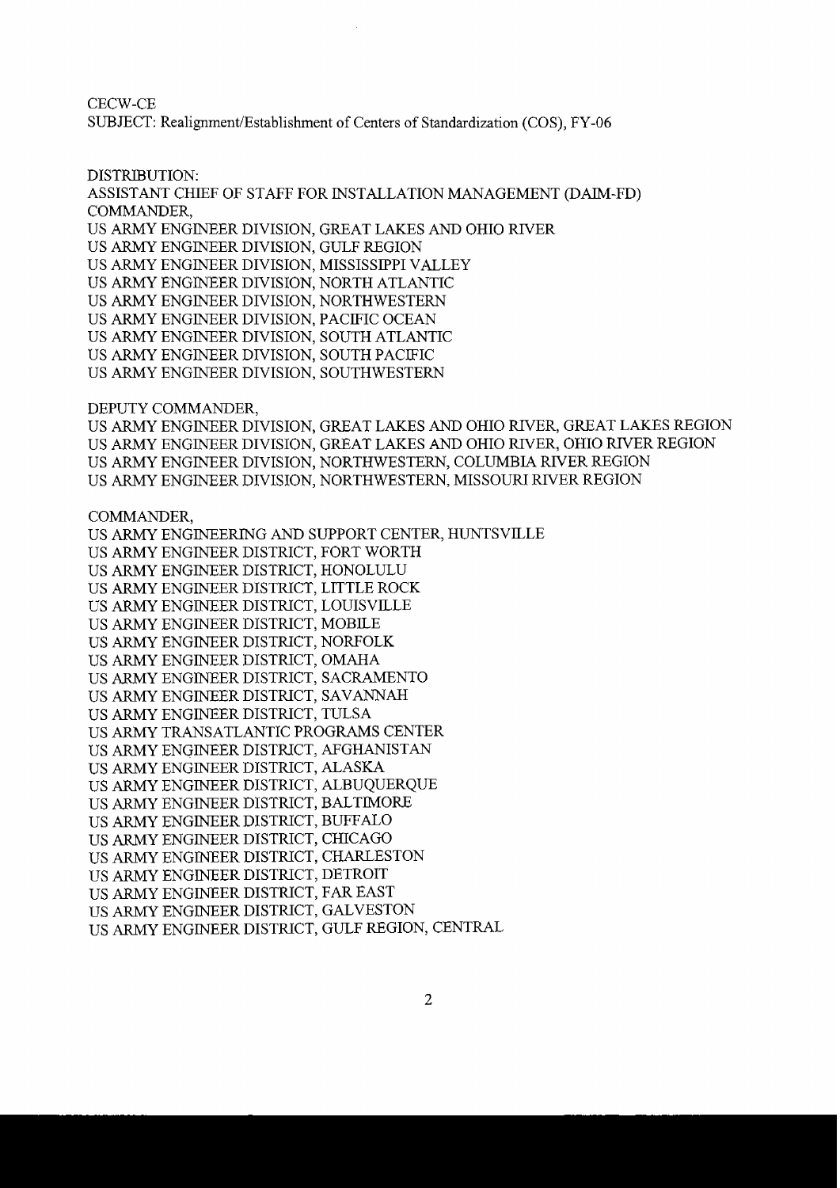CECW-CE
SUBJECT: Realignment/Establishment of Centers of Standardization (COS), FY-06

DISTRIBUTION:
ASSISTANT CHIEF OF STAFF FOR INSTALLATION MANAGEMENT (DAIM-FD)
COMMANDER,
US ARMY ENGINEER DIVISION, GREAT LAKES AND OHIO RIVER
US ARMY ENGINEER DIVISION, GULF REGION
US ARMY ENGINEER DIVISION, MISSISSIPPI VALLEY
US ARMY ENGINEER DIVISION, NORTH ATLANTIC
US ARMY ENGINEER DIVISION, NORTHWESTERN
US ARMY ENGINEER DIVISION, PACIFIC OCEAN
US ARMY ENGINEER DIVISION, SOUTH ATLANTIC
US ARMY ENGINEER DIVISION, SOUTH PACIFIC
US ARMY ENGINEER DIVISION, SOUTHWESTERN

DEPUTY COMMANDER,
US ARMY ENGINEER DIVISION, GREAT LAKES AND OHIO RIVER, GREAT LAKES REGION
US ARMY ENGINEER DIVISION, GREAT LAKES AND OHIO RIVER, OHIO RIVER REGION
US ARMY ENGINEER DIVISION, NORTHWESTERN, COLUMBIA RIVER REGION
US ARMY ENGINEER DIVISION, NORTHWESTERN, MISSOURI RIVER REGION

COMMANDER,
US ARMY ENGINEERING AND SUPPORT CENTER, HUNTSVILLE
US ARMY ENGINEER DISTRICT, FORT WORTH
US ARMY ENGINEER DISTRICT, HONOLULU
US ARMY ENGINEER DISTRICT, LITTLE ROCK
US ARMY ENGINEER DISTRICT, LOUISVILLE
US ARMY ENGINEER DISTRICT, MOBILE
US ARMY ENGINEER DISTRICT, NORFOLK
US ARMY ENGINEER DISTRICT, OMAHA
US ARMY ENGINEER DISTRICT, SACRAMENTO
US ARMY ENGINEER DISTRICT, SAVANNAH
US ARMY ENGINEER DISTRICT, TULSA
US ARMY TRANSATLANTIC PROGRAMS CENTER
US ARMY ENGINEER DISTRICT, AFGHANISTAN
US ARMY ENGINEER DISTRICT, ALASKA
US ARMY ENGINEER DISTRICT, ALBUQUERQUE
US ARMY ENGINEER DISTRICT, BALTIMORE
US ARMY ENGINEER DISTRICT, BUFFALO
US ARMY ENGINEER DISTRICT, CHICAGO
US ARMY ENGINEER DISTRICT, CHARLESTON
US ARMY ENGINEER DISTRICT, DETROIT
US ARMY ENGINEER DISTRICT, FAR EAST
US ARMY ENGINEER DISTRICT, GALVESTON
US ARMY ENGINEER DISTRICT, GULF REGION, CENTRAL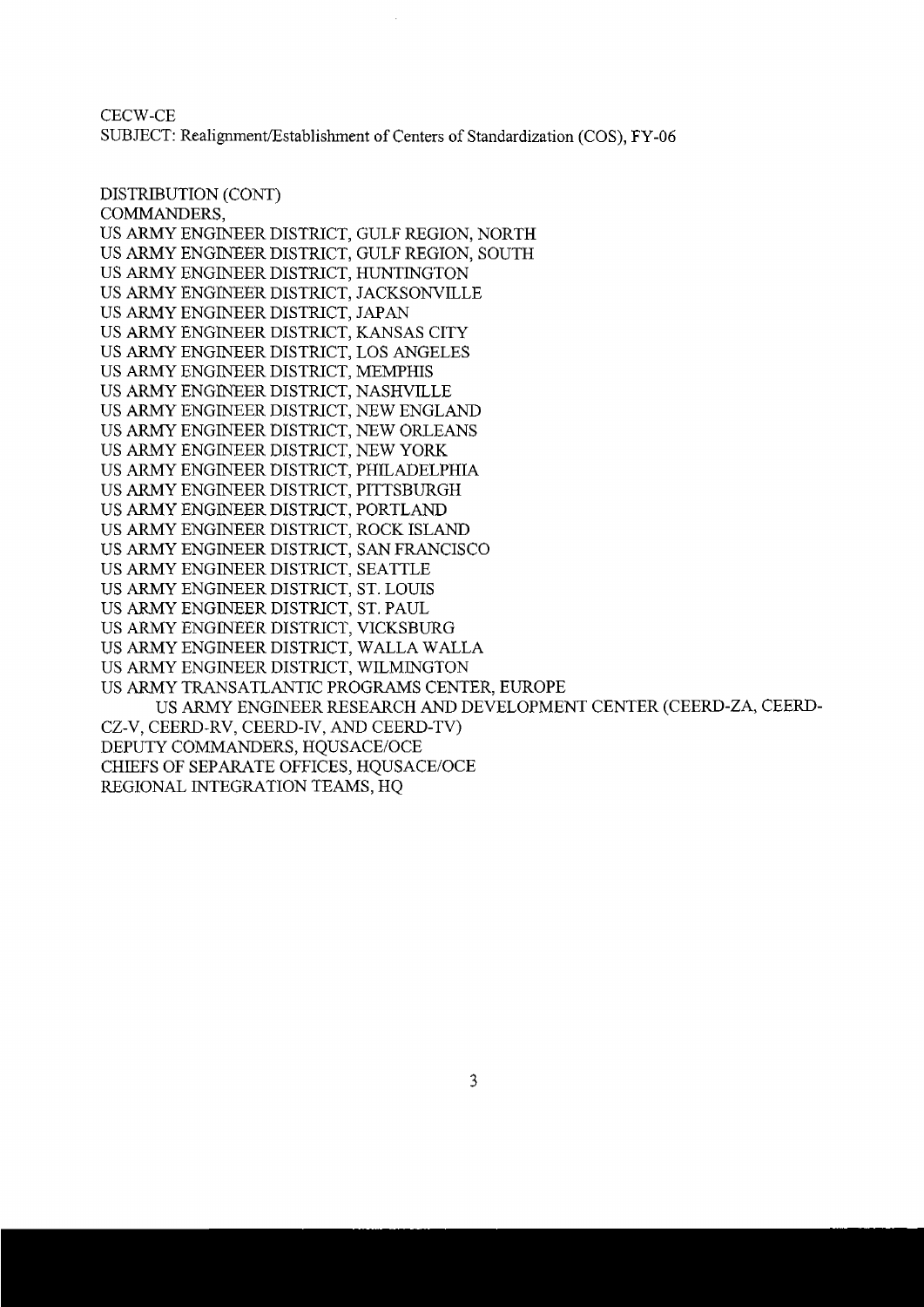CECW-CE
SUBJECT: Realignment/Establishment of Centers of Standardization (COS), FY-06

DISTRIBUTION (CONT)
COMMANDERS,
US ARMY ENGINEER DISTRICT, GULF REGION, NORTH
US ARMY ENGINEER DISTRICT, GULF REGION, SOUTH
US ARMY ENGINEER DISTRICT, HUNTINGTON
US ARMY ENGINEER DISTRICT, JACKSONVILLE
US ARMY ENGINEER DISTRICT, JAPAN
US ARMY ENGINEER DISTRICT, KANSAS CITY
US ARMY ENGINEER DISTRICT, LOS ANGELES
US ARMY ENGINEER DISTRICT, MEMPHIS
US ARMY ENGINEER DISTRICT, NASHVILLE
US ARMY ENGINEER DISTRICT, NEW ENGLAND
US ARMY ENGINEER DISTRICT, NEW ORLEANS
US ARMY ENGINEER DISTRICT, NEW YORK
US ARMY ENGINEER DISTRICT, PHILADELPHIA
US ARMY ENGINEER DISTRICT, PITTSBURGH
US ARMY ENGINEER DISTRICT, PORTLAND
US ARMY ENGINEER DISTRICT, ROCK ISLAND
US ARMY ENGINEER DISTRICT, SAN FRANCISCO
US ARMY ENGINEER DISTRICT, SEATTLE
US ARMY ENGINEER DISTRICT, ST. LOUIS
US ARMY ENGINEER DISTRICT, ST. PAUL
US ARMY ENGINEER DISTRICT, VICKSBURG
US ARMY ENGINEER DISTRICT, WALLA WALLA
US ARMY ENGINEER DISTRICT, WILMINGTON
US ARMY TRANSATLANTIC PROGRAMS CENTER, EUROPE
US ARMY ENGINEER RESEARCH AND DEVELOPMENT CENTER (CEERD-ZA, CEERD-CZ-V, CEERD-RV, CEERD-IV, AND CEERD-TV)
DEPUTY COMMANDERS, HQUSACE/OCE
CHIEFS OF SEPARATE OFFICES, HQUSACE/OCE
REGIONAL INTEGRATION TEAMS, HQ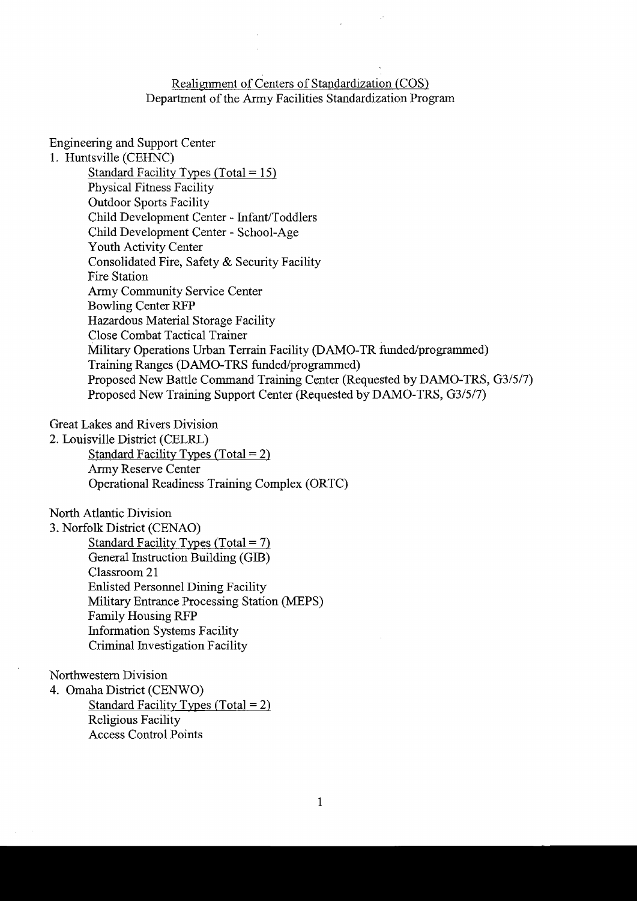<u>Realignment of Centers of Standardization (COS)</u>
Department of the Army Facilities Standardization Program

Engineering and Support Center

1. Huntsville (CEHNC)
   - <u>Standard Facility Types (Total = 15)</u>
   - Physical Fitness Facility
   - Outdoor Sports Facility
   - Child Development Center - Infant/Toddlers
   - Child Development Center - School-Age
   - Youth Activity Center
   - Consolidated Fire, Safety & Security Facility
   - Fire Station
   - Army Community Service Center
   - Bowling Center RFP
   - Hazardous Material Storage Facility
   - Close Combat Tactical Trainer
   - Military Operations Urban Terrain Facility (DAMO-TR funded/programmed)
   - Training Ranges (DAMO-TRS funded/programmed)
   - Proposed New Battle Command Training Center (Requested by DAMO-TRS, G3/5/7)
   - Proposed New Training Support Center (Requested by DAMO-TRS, G3/5/7)

Great Lakes and Rivers Division

2. Louisville District (CELRL)
   - <u>Standard Facility Types (Total = 2)</u>
   - Army Reserve Center
   - Operational Readiness Training Complex (ORTC)

North Atlantic Division

3. Norfolk District (CENAO)
   - <u>Standard Facility Types (Total = 7)</u>
   - General Instruction Building (GIB)
   - Classroom 21
   - Enlisted Personnel Dining Facility
   - Military Entrance Processing Station (MEPS)
   - Family Housing RFP
   - Information Systems Facility
   - Criminal Investigation Facility

Northwestern Division

4. Omaha District (CENWO)
   - <u>Standard Facility Types (Total = 2)</u>
   - Religious Facility
   - Access Control Points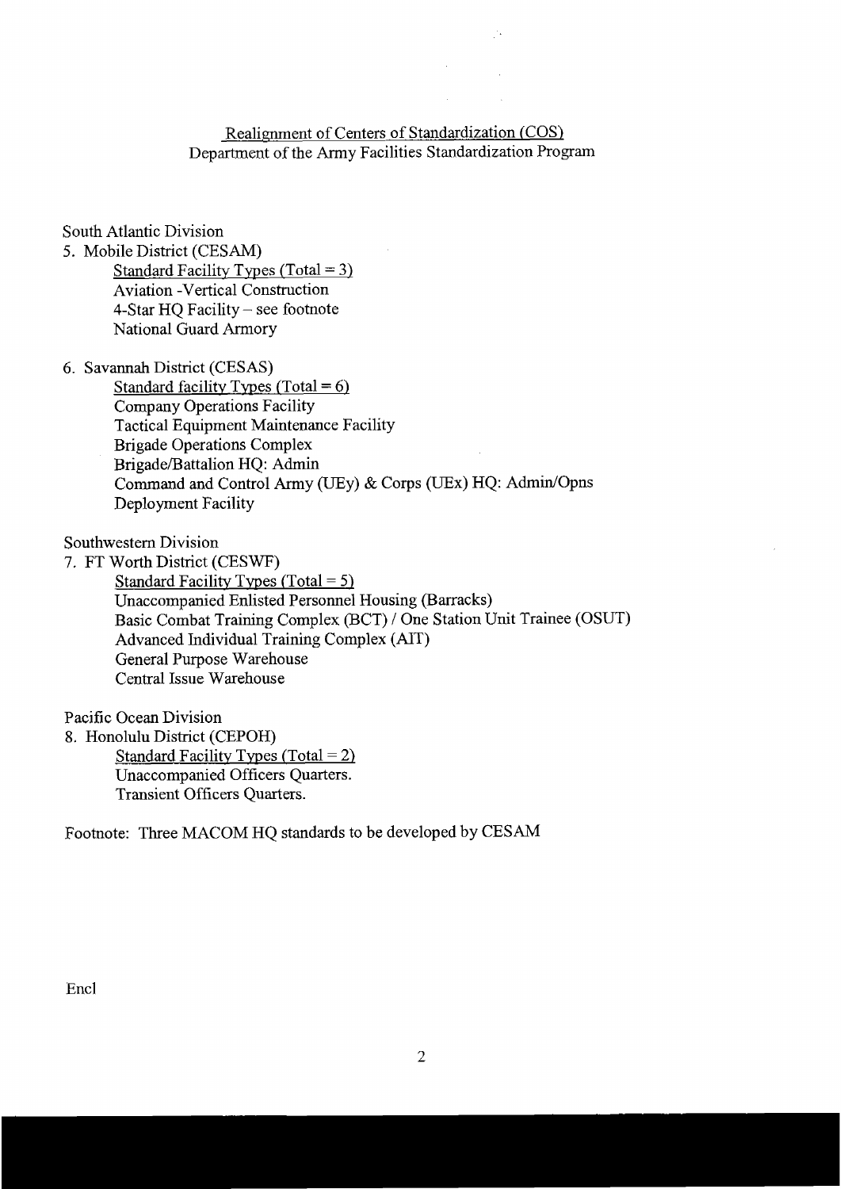Realignment of Centers of Standardization (COS)
Department of the Army Facilities Standardization Program

South Atlantic Division

5. Mobile District (CESAM)
   
   Standard Facility Types (Total = 3)
   
   Aviation -Vertical Construction
   
   4-Star HQ Facility – see footnote
   
   National Guard Armory

6. Savannah District (CESAS)
   
   Standard facility Types (Total = 6)
   
   Company Operations Facility
   
   Tactical Equipment Maintenance Facility
   
   Brigade Operations Complex
   
   Brigade/Battalion HQ: Admin
   
   Command and Control Army (UEy) & Corps (UEx) HQ: Admin/Opns
   
   Deployment Facility

Southwestern Division

7. FT Worth District (CESWF)
   
   Standard Facility Types (Total = 5)
   
   Unaccompanied Enlisted Personnel Housing (Barracks)
   
   Basic Combat Training Complex (BCT) / One Station Unit Trainee (OSUT)
   
   Advanced Individual Training Complex (AIT)
   
   General Purpose Warehouse
   
   Central Issue Warehouse

Pacific Ocean Division

8. Honolulu District (CEPOH)
   
   Standard Facility Types (Total = 2)
   
   Unaccompanied Officers Quarters.
   
   Transient Officers Quarters.

Footnote: Three MACOM HQ standards to be developed by CESAM

Encl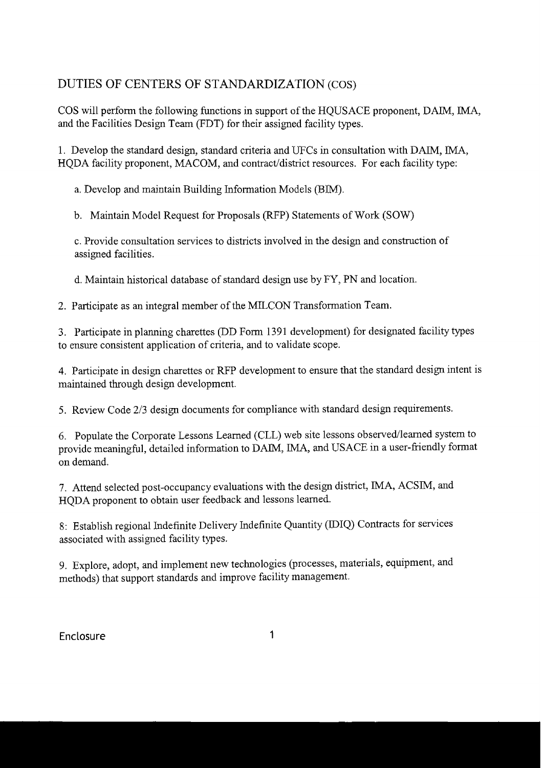## DUTIES OF CENTERS OF STANDARDIZATION (COS)

COS will perform the following functions in support of the HQUSACE proponent, DAIM, IMA, and the Facilities Design Team (FDT) for their assigned facility types.

1. Develop the standard design, standard criteria and UFCs in consultation with DAIM, IMA, HQDA facility proponent, MACOM, and contract/district resources. For each facility type:

   a. Develop and maintain Building Information Models (BIM).

   b. Maintain Model Request for Proposals (RFP) Statements of Work (SOW)

   c. Provide consultation services to districts involved in the design and construction of assigned facilities.

   d. Maintain historical database of standard design use by FY, PN and location.

2. Participate as an integral member of the MILCON Transformation Team.

3. Participate in planning charettes (DD Form 1391 development) for designated facility types to ensure consistent application of criteria, and to validate scope.

4. Participate in design charettes or RFP development to ensure that the standard design intent is maintained through design development.

5. Review Code 2/3 design documents for compliance with standard design requirements.

6. Populate the Corporate Lessons Learned (CLL) web site lessons observed/learned system to provide meaningful, detailed information to DAIM, IMA, and USACE in a user-friendly format on demand.

7. Attend selected post-occupancy evaluations with the design district, IMA, ACSIM, and HQDA proponent to obtain user feedback and lessons learned.

8: Establish regional Indefinite Delivery Indefinite Quantity (IDIQ) Contracts for services associated with assigned facility types.

9. Explore, adopt, and implement new technologies (processes, materials, equipment, and methods) that support standards and improve facility management.

Enclosure